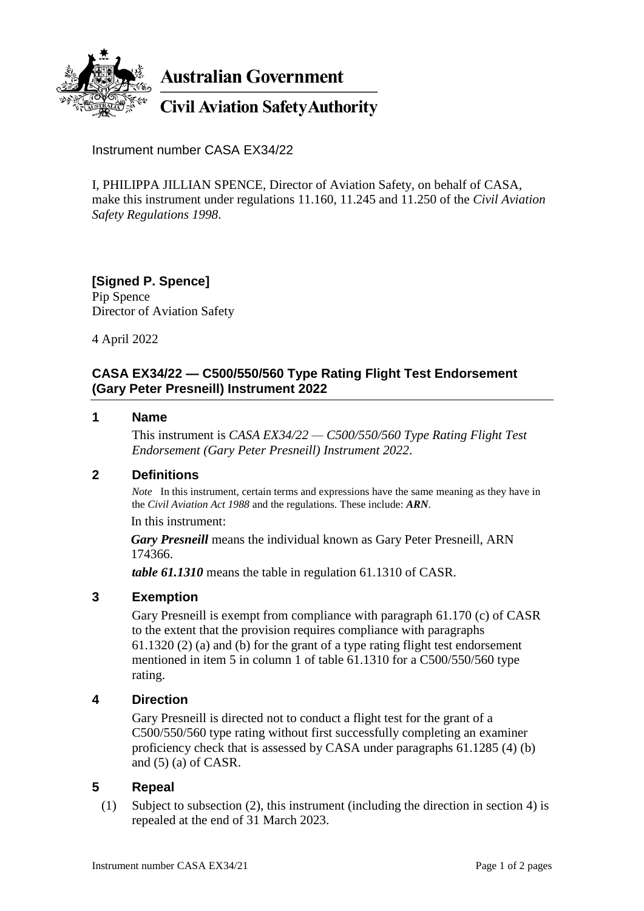**Australian Government**

**Civil Aviation Safety Authority**

Instrument number CASA EX34/22

I, PHILIPPA JILLIAN SPENCE, Director of Aviation Safety, on behalf of CASA, make this instrument under regulations 11.160, 11.245 and 11.250 of the *Civil Aviation Safety Regulations 1998*.

**[Signed P. Spence]**
Pip Spence
Director of Aviation Safety

4 April 2022

## CASA EX34/22 — C500/550/560 Type Rating Flight Test Endorsement (Gary Peter Presneill) Instrument 2022

### 1 Name

This instrument is *CASA EX34/22 — C500/550/560 Type Rating Flight Test Endorsement (Gary Peter Presneill) Instrument 2022*.

### 2 Definitions

*Note* In this instrument, certain terms and expressions have the same meaning as they have in the *Civil Aviation Act 1988* and the regulations. These include: ***ARN***.

In this instrument:

***Gary Presneill*** means the individual known as Gary Peter Presneill, ARN 174366.

***table 61.1310*** means the table in regulation 61.1310 of CASR.

### 3 Exemption

Gary Presneill is exempt from compliance with paragraph 61.170 (c) of CASR to the extent that the provision requires compliance with paragraphs 61.1320 (2) (a) and (b) for the grant of a type rating flight test endorsement mentioned in item 5 in column 1 of table 61.1310 for a C500/550/560 type rating.

### 4 Direction

Gary Presneill is directed not to conduct a flight test for the grant of a C500/550/560 type rating without first successfully completing an examiner proficiency check that is assessed by CASA under paragraphs 61.1285 (4) (b) and (5) (a) of CASR.

### 5 Repeal

(1) Subject to subsection (2), this instrument (including the direction in section 4) is repealed at the end of 31 March 2023.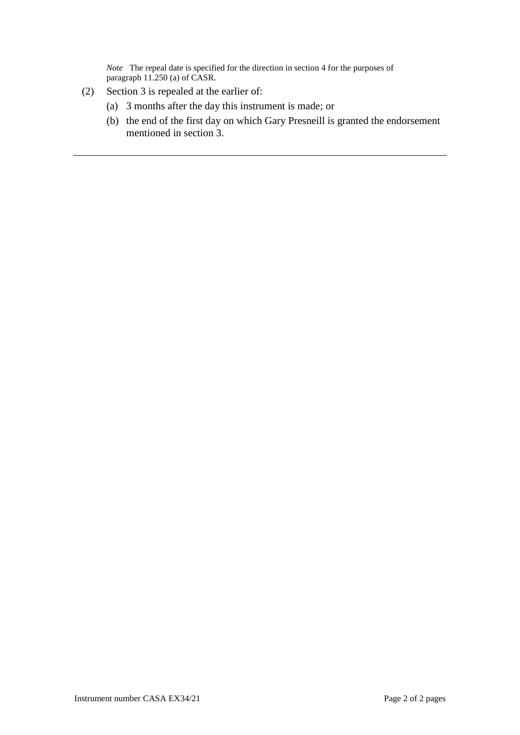*Note* The repeal date is specified for the direction in section 4 for the purposes of paragraph 11.250 (a) of CASR.

(2) Section 3 is repealed at the earlier of:

(a) 3 months after the day this instrument is made; or

(b) the end of the first day on which Gary Presneill is granted the endorsement mentioned in section 3.

---